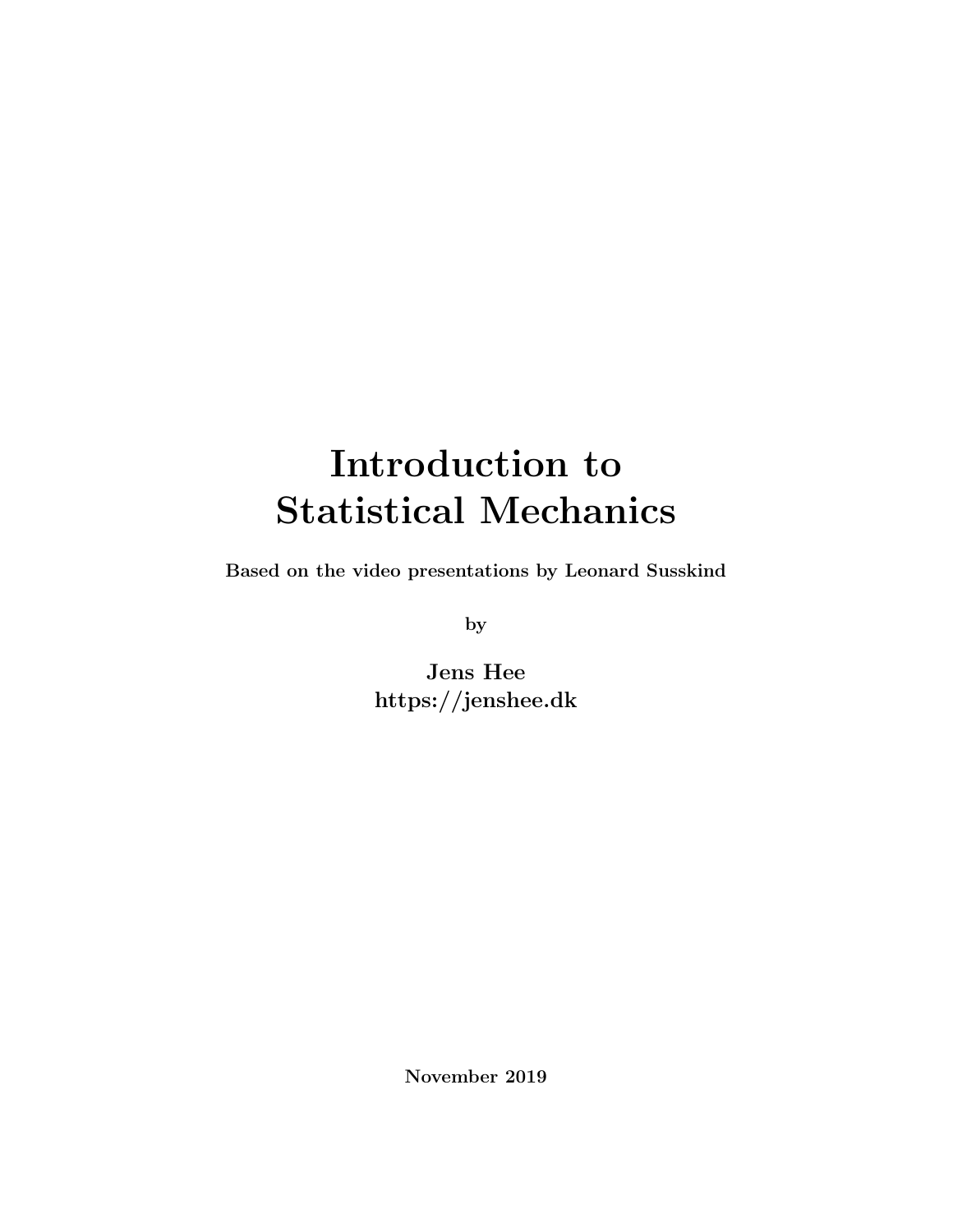# Introduction to Statistical Mechanics

**Based on the video presentations by Leonard Susskind**

**by**

**Jens Hee**
**https://jenshee.dk**

**November 2019**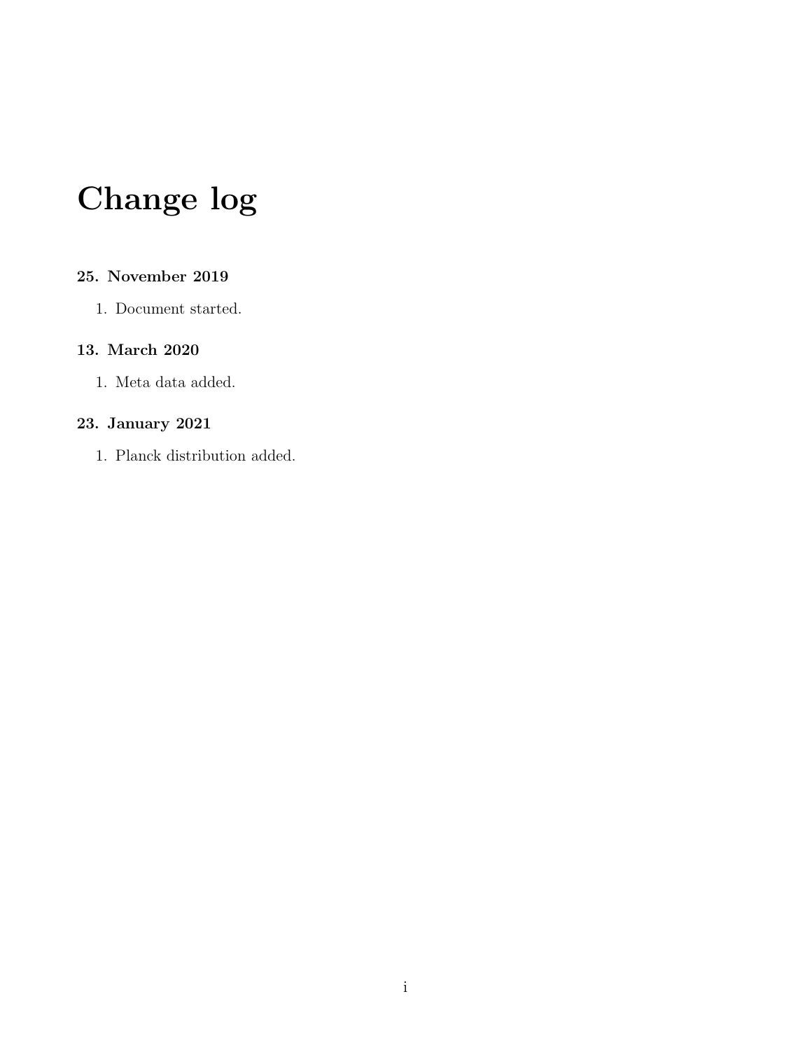# Change log

### 25. November 2019

1. Document started.

### 13. March 2020

1. Meta data added.

### 23. January 2021

1. Planck distribution added.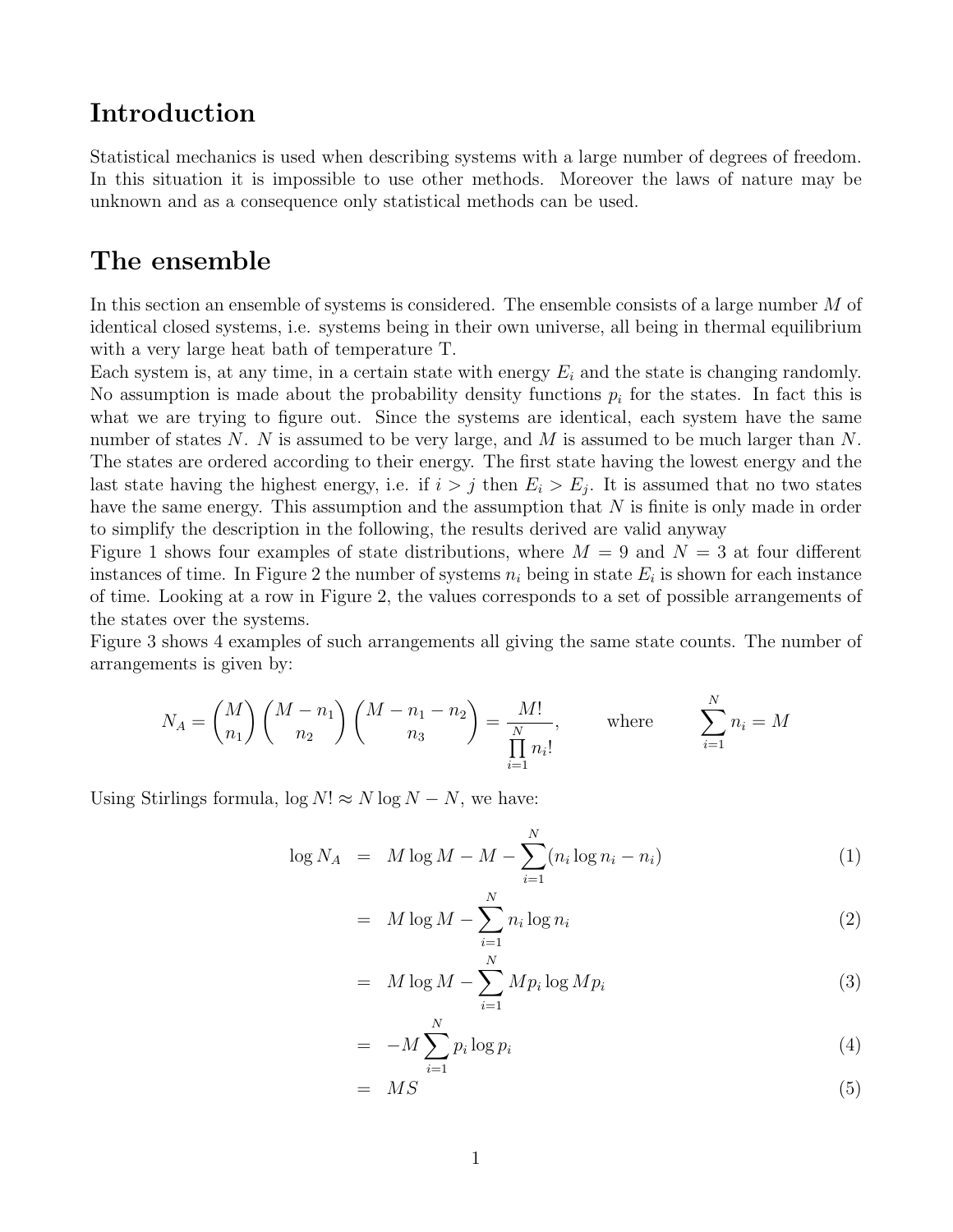# Introduction

Statistical mechanics is used when describing systems with a large number of degrees of freedom. In this situation it is impossible to use other methods. Moreover the laws of nature may be unknown and as a consequence only statistical methods can be used.

# The ensemble

In this section an ensemble of systems is considered. The ensemble consists of a large number $M$ of identical closed systems, i.e. systems being in their own universe, all being in thermal equilibrium with a very large heat bath of temperature T.
Each system is, at any time, in a certain state with energy $E_i$ and the state is changing randomly. No assumption is made about the probability density functions $p_i$ for the states. In fact this is what we are trying to figure out. Since the systems are identical, each system have the same number of states $N$. $N$ is assumed to be very large, and $M$ is assumed to be much larger than $N$. The states are ordered according to their energy. The first state having the lowest energy and the last state having the highest energy, i.e. if $i > j$ then $E_i > E_j$. It is assumed that no two states have the same energy. This assumption and the assumption that $N$ is finite is only made in order to simplify the description in the following, the results derived are valid anyway
Figure 1 shows four examples of state distributions, where $M = 9$ and $N = 3$ at four different instances of time. In Figure 2 the number of systems $n_i$ being in state $E_i$ is shown for each instance of time. Looking at a row in Figure 2, the values corresponds to a set of possible arrangements of the states over the systems.
Figure 3 shows 4 examples of such arrangements all giving the same state counts. The number of arrangements is given by:

$$N_A = \binom{M}{n_1}\binom{M-n_1}{n_2}\binom{M-n_1-n_2}{n_3} = \frac{M!}{\prod_{i=1}^{N} n_i!}, \qquad \text{where} \qquad \sum_{i=1}^{N} n_i = M$$

Using Stirlings formula, $\log N! \approx N \log N - N$, we have:

$$\begin{aligned}
\log N_A &= M \log M - M - \sum_{i=1}^{N}(n_i \log n_i - n_i) && (1)\\
&= M \log M - \sum_{i=1}^{N} n_i \log n_i && (2)\\
&= M \log M - \sum_{i=1}^{N} M p_i \log M p_i && (3)\\
&= -M \sum_{i=1}^{N} p_i \log p_i && (4)\\
&= MS && (5)
\end{aligned}$$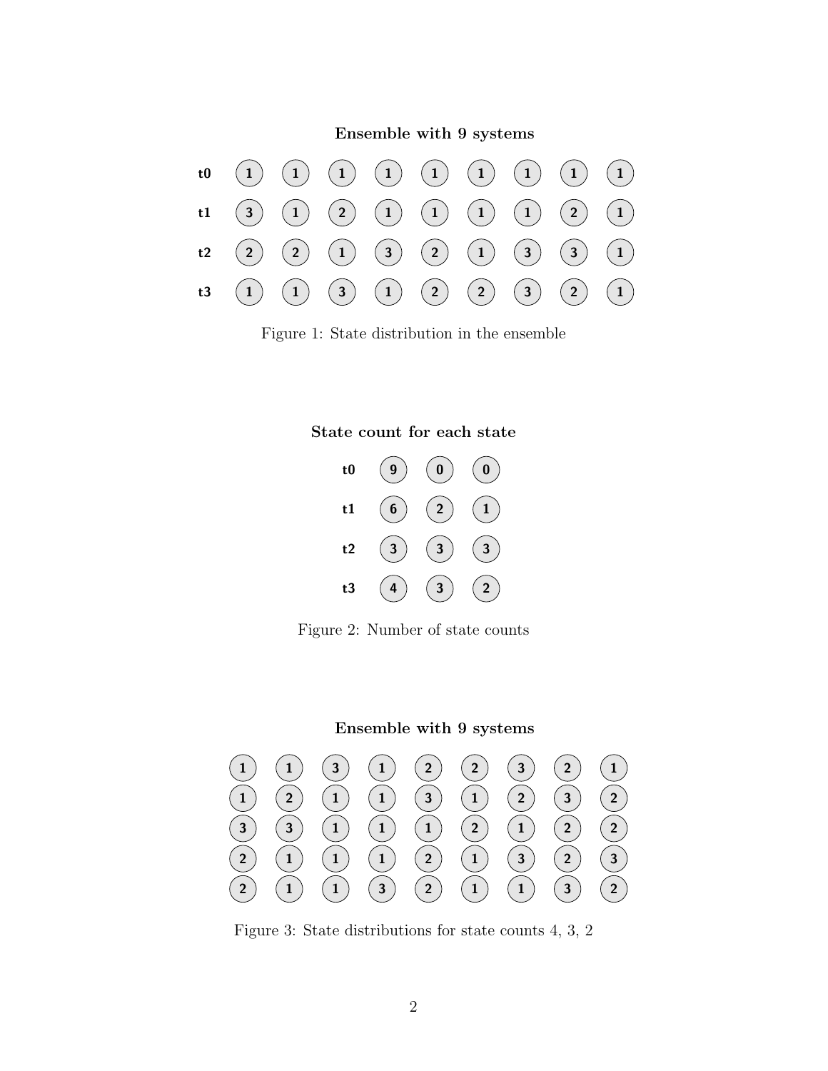**Ensemble with 9 systems**

| | | | | | | | | | |
|---|---|---|---|---|---|---|---|---|---|
| t0 | 1 | 1 | 1 | 1 | 1 | 1 | 1 | 1 | 1 |
| t1 | 3 | 1 | 2 | 1 | 1 | 1 | 1 | 2 | 1 |
| t2 | 2 | 2 | 1 | 3 | 2 | 1 | 3 | 3 | 1 |
| t3 | 1 | 1 | 3 | 1 | 2 | 2 | 3 | 2 | 1 |

Figure 1: State distribution in the ensemble

**State count for each state**

| | | | |
|---|---|---|---|
| t0 | 9 | 0 | 0 |
| t1 | 6 | 2 | 1 |
| t2 | 3 | 3 | 3 |
| t3 | 4 | 3 | 2 |

Figure 2: Number of state counts

**Ensemble with 9 systems**

| | | | | | | | | |
|---|---|---|---|---|---|---|---|---|
| 1 | 1 | 3 | 1 | 2 | 2 | 3 | 2 | 1 |
| 1 | 2 | 1 | 1 | 3 | 1 | 2 | 3 | 2 |
| 3 | 3 | 1 | 1 | 1 | 2 | 1 | 2 | 2 |
| 2 | 1 | 1 | 1 | 2 | 1 | 3 | 2 | 3 |
| 2 | 1 | 1 | 3 | 2 | 1 | 1 | 3 | 2 |

Figure 3: State distributions for state counts 4, 3, 2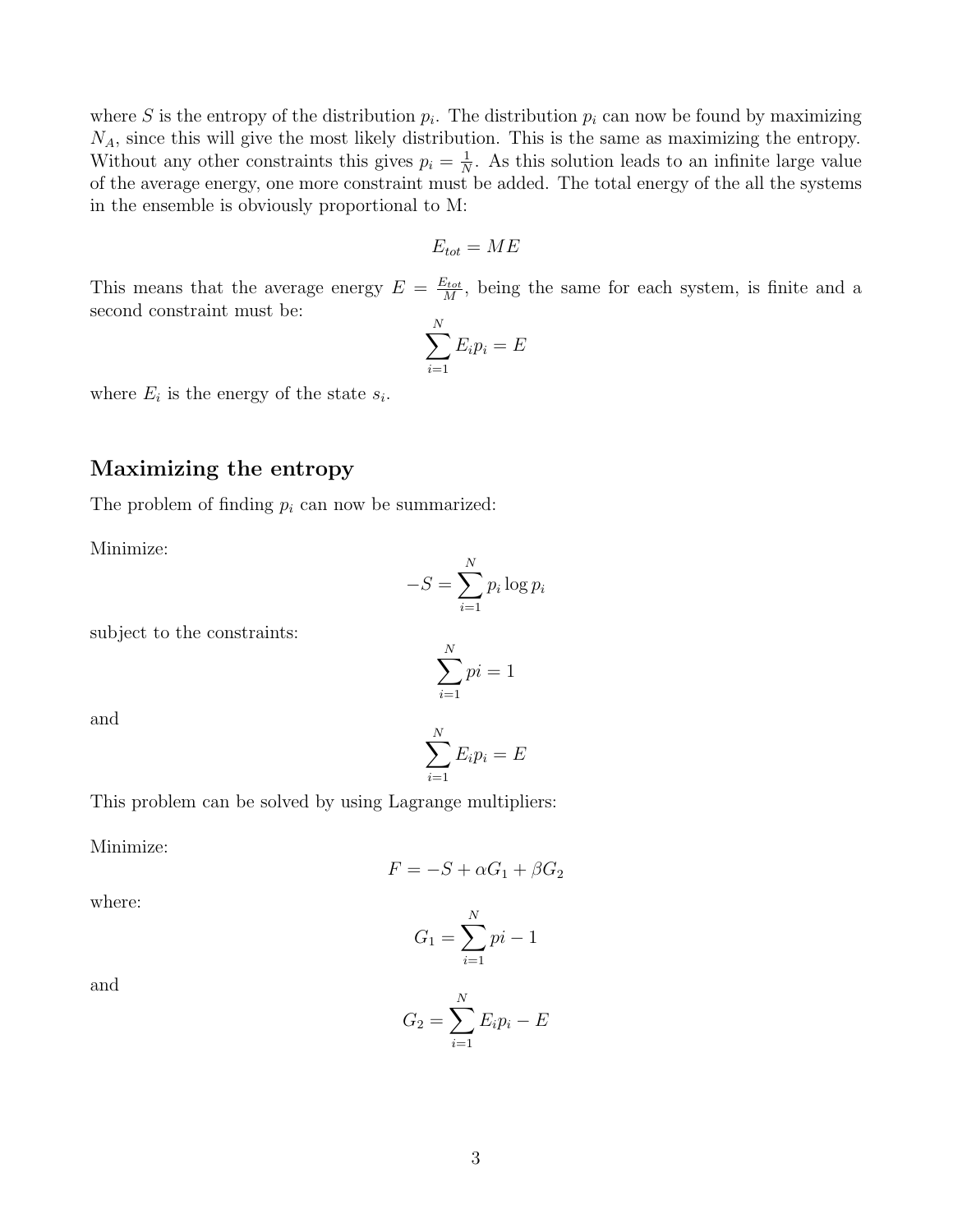where $S$ is the entropy of the distribution $p_i$. The distribution $p_i$ can now be found by maximizing $N_A$, since this will give the most likely distribution. This is the same as maximizing the entropy. Without any other constraints this gives $p_i = \frac{1}{N}$. As this solution leads to an infinite large value of the average energy, one more constraint must be added. The total energy of the all the systems in the ensemble is obviously proportional to M:

$$E_{tot} = ME$$

This means that the average energy $E = \frac{E_{tot}}{M}$, being the same for each system, is finite and a second constraint must be:

$$\sum_{i=1}^{N} E_i p_i = E$$

where $E_i$ is the energy of the state $s_i$.

## Maximizing the entropy

The problem of finding $p_i$ can now be summarized:

Minimize:

$$-S = \sum_{i=1}^{N} p_i \log p_i$$

subject to the constraints:

$$\sum_{i=1}^{N} pi = 1$$

and

$$\sum_{i=1}^{N} E_i p_i = E$$

This problem can be solved by using Lagrange multipliers:

Minimize:

$$F = -S + \alpha G_1 + \beta G_2$$

where:

$$G_1 = \sum_{i=1}^{N} pi - 1$$

and

$$G_2 = \sum_{i=1}^{N} E_i p_i - E$$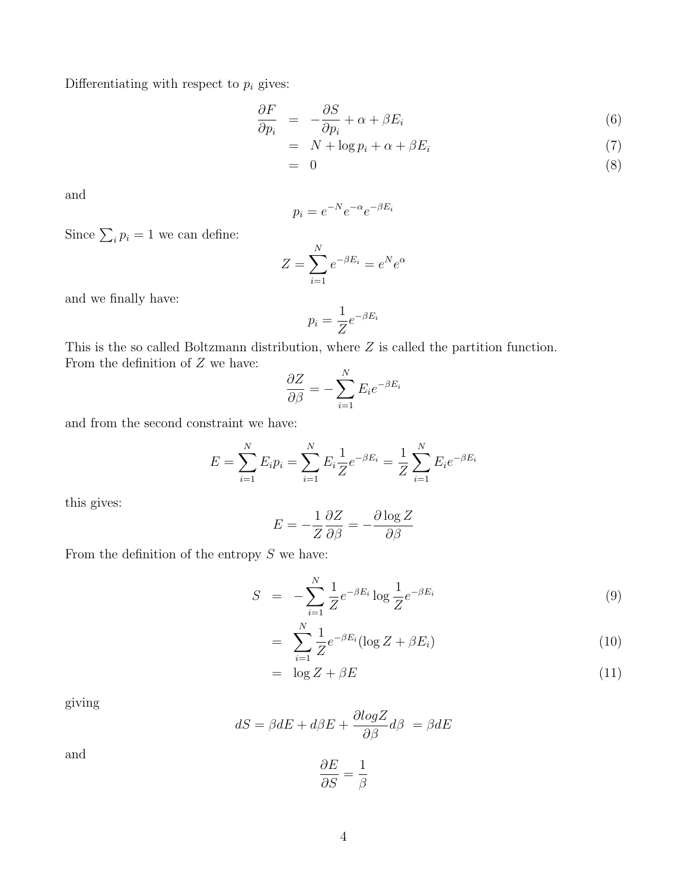Differentiating with respect to $p_i$ gives:

$$
\begin{aligned}
\frac{\partial F}{\partial p_i} &= -\frac{\partial S}{\partial p_i} + \alpha + \beta E_i && (6)\\
&= N + \log p_i + \alpha + \beta E_i && (7)\\
&= 0 && (8)
\end{aligned}
$$

and

$$
p_i = e^{-N} e^{-\alpha} e^{-\beta E_i}
$$

Since $\sum_i p_i = 1$ we can define:

$$
Z = \sum_{i=1}^{N} e^{-\beta E_i} = e^N e^{\alpha}
$$

and we finally have:

$$
p_i = \frac{1}{Z} e^{-\beta E_i}
$$

This is the so called Boltzmann distribution, where $Z$ is called the partition function.
From the definition of $Z$ we have:

$$
\frac{\partial Z}{\partial \beta} = -\sum_{i=1}^{N} E_i e^{-\beta E_i}
$$

and from the second constraint we have:

$$
E = \sum_{i=1}^{N} E_i p_i = \sum_{i=1}^{N} E_i \frac{1}{Z} e^{-\beta E_i} = \frac{1}{Z} \sum_{i=1}^{N} E_i e^{-\beta E_i}
$$

this gives:

$$
E = -\frac{1}{Z} \frac{\partial Z}{\partial \beta} = -\frac{\partial \log Z}{\partial \beta}
$$

From the definition of the entropy $S$ we have:

$$
\begin{aligned}
S &= -\sum_{i=1}^{N} \frac{1}{Z} e^{-\beta E_i} \log \frac{1}{Z} e^{-\beta E_i} && (9)\\
&= \sum_{i=1}^{N} \frac{1}{Z} e^{-\beta E_i} (\log Z + \beta E_i) && (10)\\
&= \log Z + \beta E && (11)
\end{aligned}
$$

giving

$$
dS = \beta dE + d\beta E + \frac{\partial log Z}{\partial \beta} d\beta \ = \beta dE
$$

and

$$
\frac{\partial E}{\partial S} = \frac{1}{\beta}
$$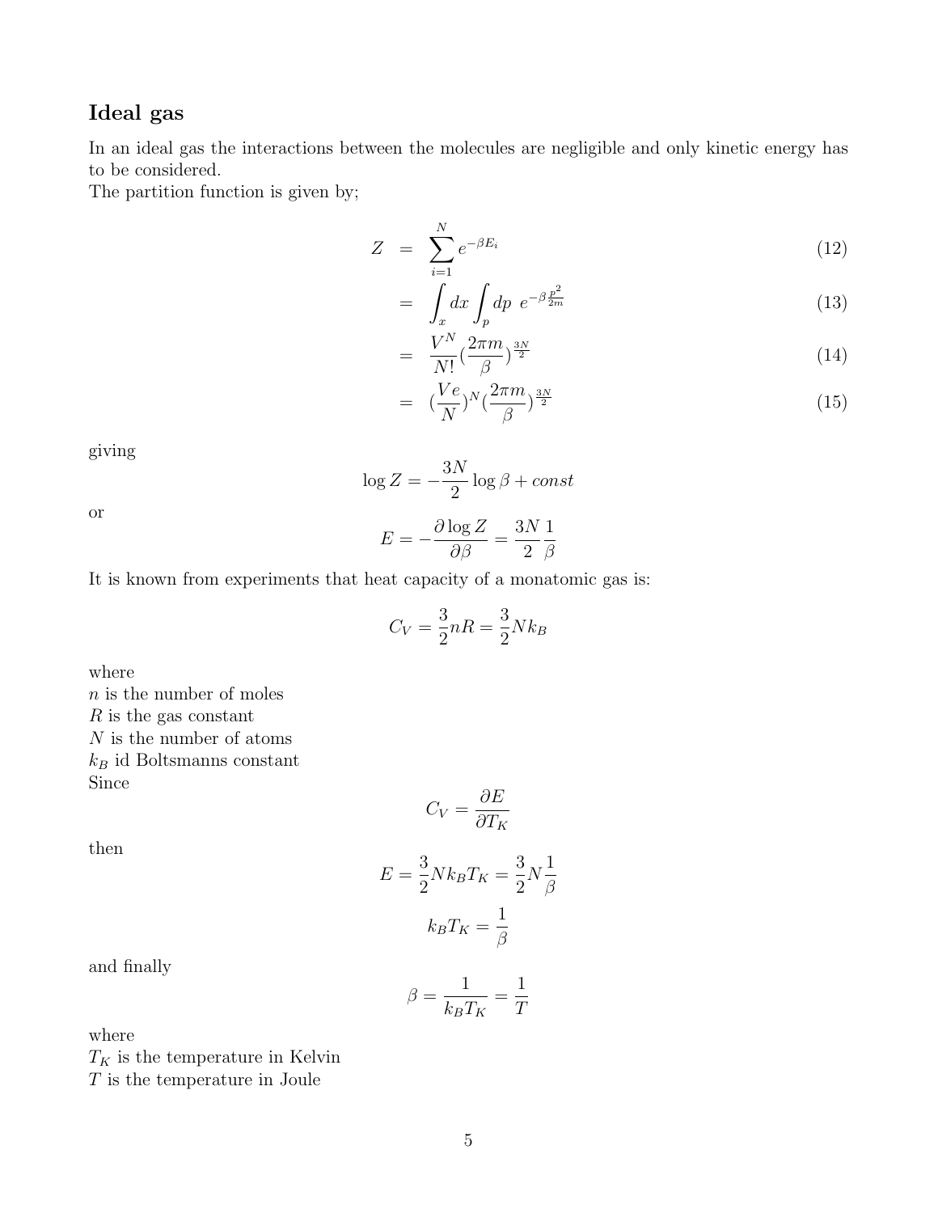## Ideal gas

In an ideal gas the interactions between the molecules are negligible and only kinetic energy has to be considered.
The partition function is given by;

$$
\begin{aligned}
Z &= \sum_{i=1}^{N} e^{-\beta E_i} && (12)\\
&= \int_x dx \int_p dp \;\; e^{-\beta \frac{p^2}{2m}} && (13)\\
&= \frac{V^N}{N!} (\frac{2\pi m}{\beta})^{\frac{3N}{2}} && (14)\\
&= (\frac{Ve}{N})^N (\frac{2\pi m}{\beta})^{\frac{3N}{2}} && (15)
\end{aligned}
$$

giving

$$\log Z = -\frac{3N}{2} \log \beta + const$$

or

$$E = -\frac{\partial \log Z}{\partial \beta} = \frac{3N}{2} \frac{1}{\beta}$$

It is known from experiments that heat capacity of a monatomic gas is:

$$C_V = \frac{3}{2} nR = \frac{3}{2} N k_B$$

where
$n$ is the number of moles
$R$ is the gas constant
$N$ is the number of atoms
$k_B$ id Boltsmanns constant
Since

$$C_V = \frac{\partial E}{\partial T_K}$$

then

$$E = \frac{3}{2} N k_B T_K = \frac{3}{2} N \frac{1}{\beta}$$

$$k_B T_K = \frac{1}{\beta}$$

and finally

$$\beta = \frac{1}{k_B T_K} = \frac{1}{T}$$

where
$T_K$ is the temperature in Kelvin
$T$ is the temperature in Joule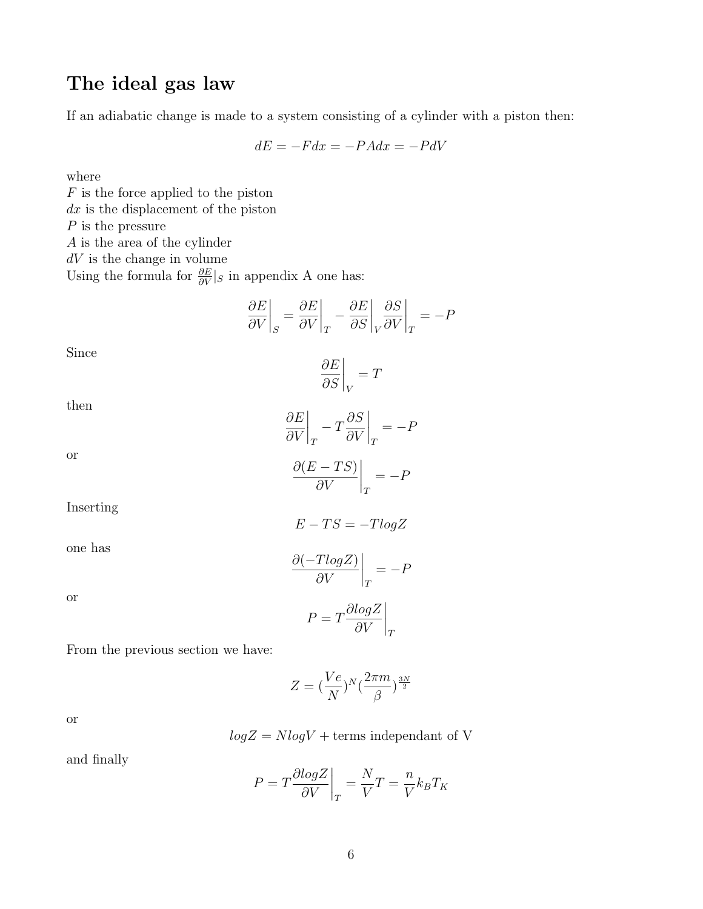## The ideal gas law

If an adiabatic change is made to a system consisting of a cylinder with a piston then:

$$dE = -Fdx = -PAdx = -PdV$$

where
$F$ is the force applied to the piston
$dx$ is the displacement of the piston
$P$ is the pressure
$A$ is the area of the cylinder
$dV$ is the change in volume
Using the formula for $\frac{\partial E}{\partial V}|_S$ in appendix A one has:

$$\left.\frac{\partial E}{\partial V}\right|_S = \left.\frac{\partial E}{\partial V}\right|_T - \left.\frac{\partial E}{\partial S}\right|_V \left.\frac{\partial S}{\partial V}\right|_T = -P$$

Since

$$\left.\frac{\partial E}{\partial S}\right|_V = T$$

then

$$\left.\frac{\partial E}{\partial V}\right|_T - T\left.\frac{\partial S}{\partial V}\right|_T = -P$$

or

$$\left.\frac{\partial (E - TS)}{\partial V}\right|_T = -P$$

Inserting

$$E - TS = -TlogZ$$

one has

$$\left.\frac{\partial (-TlogZ)}{\partial V}\right|_T = -P$$

or

$$P = T\left.\frac{\partial logZ}{\partial V}\right|_T$$

From the previous section we have:

$$Z = (\frac{Ve}{N})^N (\frac{2\pi m}{\beta})^{\frac{3N}{2}}$$

or

$$logZ = NlogV + \text{terms independant of V}$$

and finally

$$P = T\left.\frac{\partial logZ}{\partial V}\right|_T = \frac{N}{V}T = \frac{n}{V}k_B T_K$$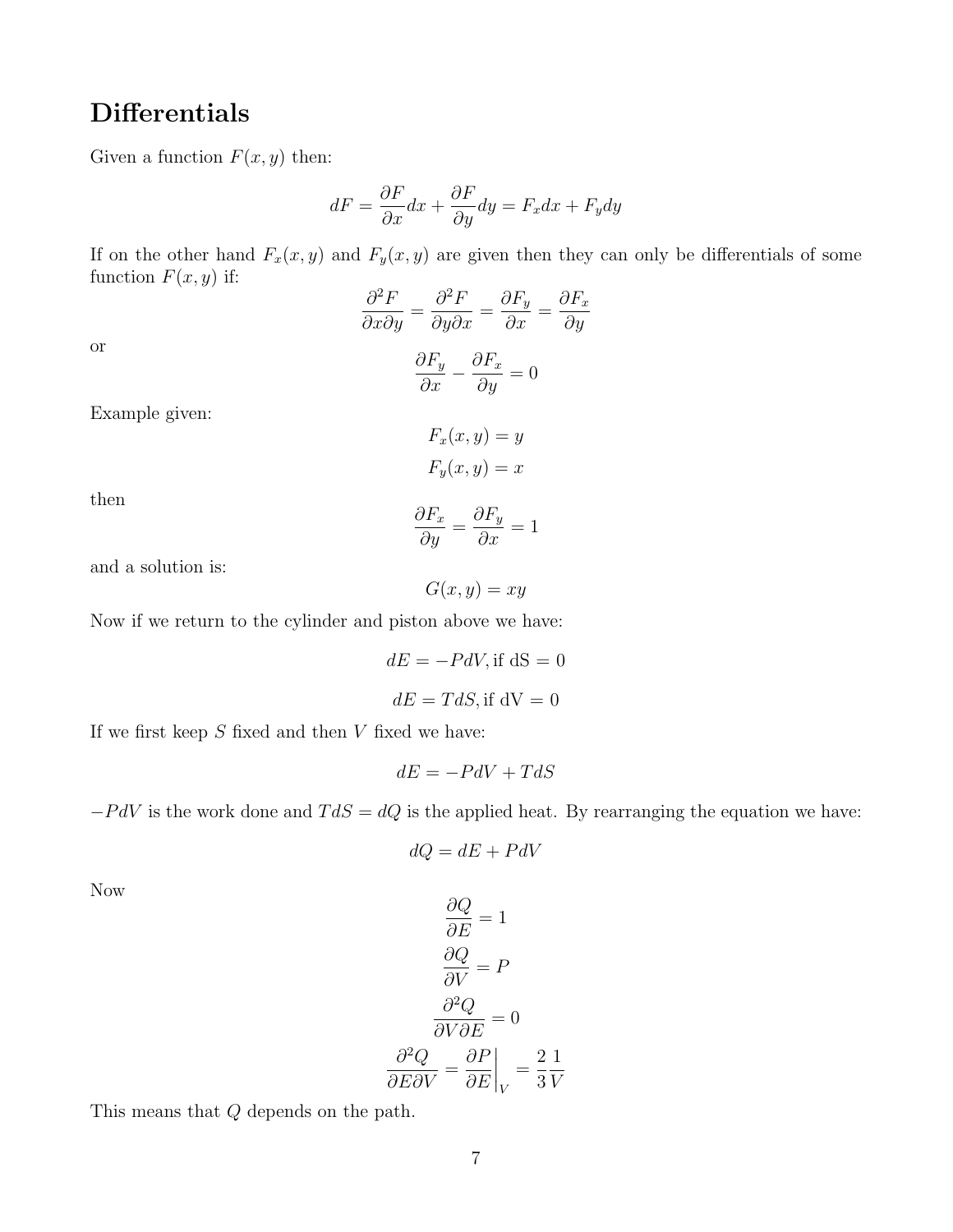## Differentials

Given a function $F(x, y)$ then:

$$dF = \frac{\partial F}{\partial x}dx + \frac{\partial F}{\partial y}dy = F_x dx + F_y dy$$

If on the other hand $F_x(x, y)$ and $F_y(x, y)$ are given then they can only be differentials of some function $F(x, y)$ if:

$$\frac{\partial^2 F}{\partial x \partial y} = \frac{\partial^2 F}{\partial y \partial x} = \frac{\partial F_y}{\partial x} = \frac{\partial F_x}{\partial y}$$

or

$$\frac{\partial F_y}{\partial x} - \frac{\partial F_x}{\partial y} = 0$$

Example given:

$$F_x(x, y) = y$$

$$F_y(x, y) = x$$

then

$$\frac{\partial F_x}{\partial y} = \frac{\partial F_y}{\partial x} = 1$$

and a solution is:

$$G(x, y) = xy$$

Now if we return to the cylinder and piston above we have:

$$dE = -PdV, \text{if dS} = 0$$

$$dE = TdS, \text{if dV} = 0$$

If we first keep $S$ fixed and then $V$ fixed we have:

$$dE = -PdV + TdS$$

$-PdV$ is the work done and $TdS = dQ$ is the applied heat. By rearranging the equation we have:

$$dQ = dE + PdV$$

Now

$$\frac{\partial Q}{\partial E} = 1$$

$$\frac{\partial Q}{\partial V} = P$$

$$\frac{\partial^2 Q}{\partial V \partial E} = 0$$

$$\frac{\partial^2 Q}{\partial E \partial V} = \left.\frac{\partial P}{\partial E}\right|_V = \frac{2}{3}\frac{1}{V}$$

This means that $Q$ depends on the path.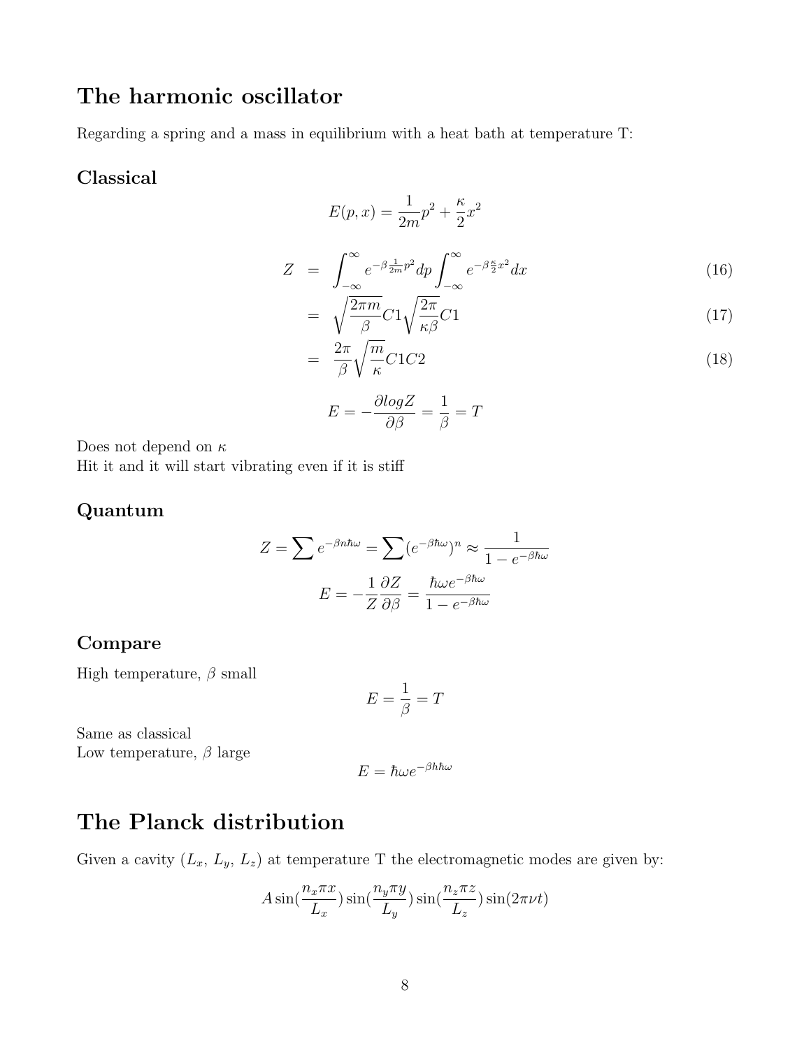# The harmonic oscillator

Regarding a spring and a mass in equilibrium with a heat bath at temperature T:

## Classical

$$E(p,x) = \frac{1}{2m}p^2 + \frac{\kappa}{2}x^2$$

$$\begin{aligned}
Z &= \int_{-\infty}^{\infty} e^{-\beta \frac{1}{2m}p^2} dp \int_{-\infty}^{\infty} e^{-\beta \frac{\kappa}{2}x^2} dx & (16)\\
&= \sqrt{\frac{2\pi m}{\beta}} C1 \sqrt{\frac{2\pi}{\kappa\beta}} C1 & (17)\\
&= \frac{2\pi}{\beta}\sqrt{\frac{m}{\kappa}} C1C2 & (18)
\end{aligned}$$

$$E = -\frac{\partial log Z}{\partial \beta} = \frac{1}{\beta} = T$$

Does not depend on $\kappa$
Hit it and it will start vibrating even if it is stiff

## Quantum

$$Z = \sum e^{-\beta n\hbar\omega} = \sum (e^{-\beta\hbar\omega})^n \approx \frac{1}{1-e^{-\beta\hbar\omega}}$$

$$E = -\frac{1}{Z}\frac{\partial Z}{\partial \beta} = \frac{\hbar\omega e^{-\beta\hbar\omega}}{1-e^{-\beta\hbar\omega}}$$

## Compare

High temperature, $\beta$ small

$$E = \frac{1}{\beta} = T$$

Same as classical
Low temperature, $\beta$ large

$$E = \hbar\omega e^{-\beta h\hbar\omega}$$

# The Planck distribution

Given a cavity ($L_x$, $L_y$, $L_z$) at temperature T the electromagnetic modes are given by:

$$A\sin(\frac{n_x\pi x}{L_x})\sin(\frac{n_y\pi y}{L_y})\sin(\frac{n_z\pi z}{L_z})\sin(2\pi\nu t)$$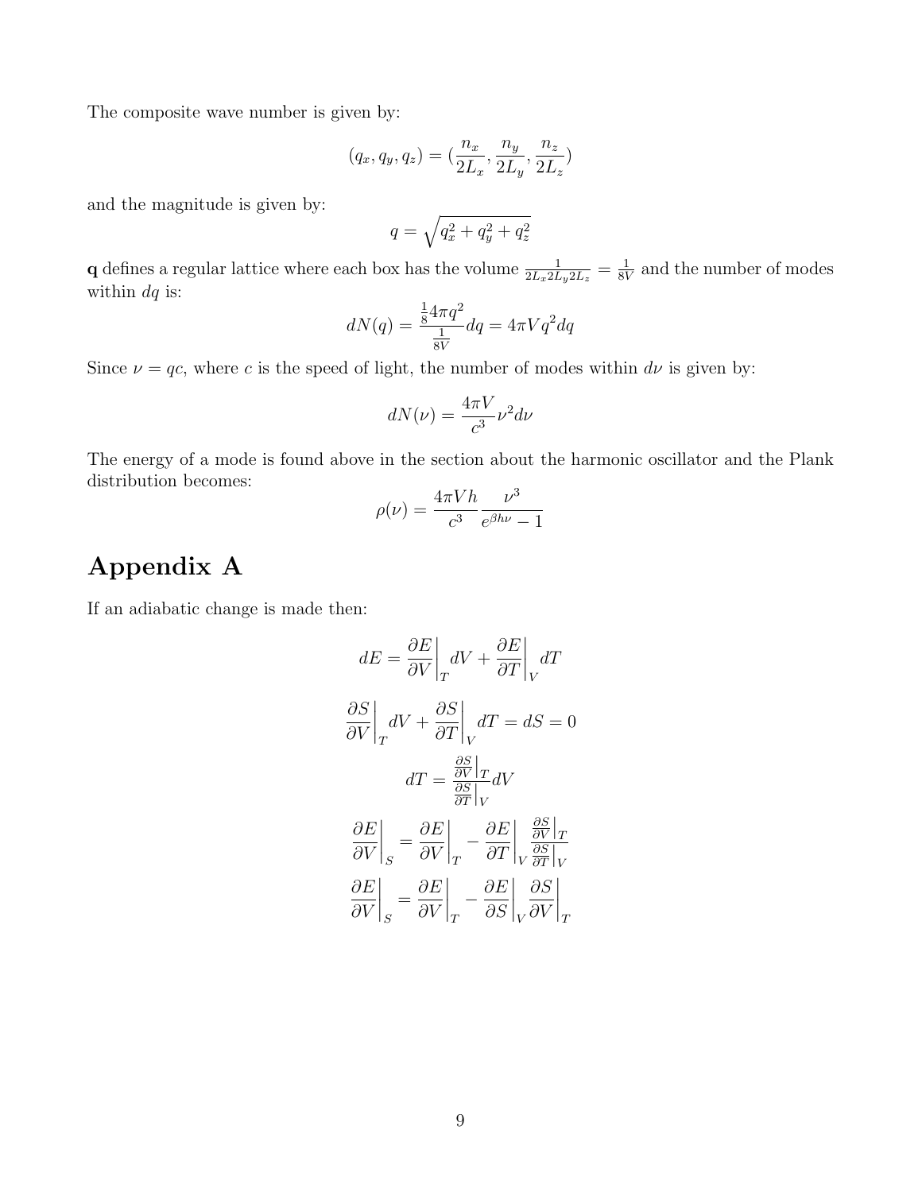The composite wave number is given by:

$$(q_x, q_y, q_z) = (\frac{n_x}{2L_x}, \frac{n_y}{2L_y}, \frac{n_z}{2L_z})$$

and the magnitude is given by:

$$q = \sqrt{q_x^2 + q_y^2 + q_z^2}$$

**q** defines a regular lattice where each box has the volume $\frac{1}{2L_x 2L_y 2L_z} = \frac{1}{8V}$ and the number of modes within $dq$ is:

$$dN(q) = \frac{\frac{1}{8}4\pi q^2}{\frac{1}{8V}} dq = 4\pi V q^2 dq$$

Since $\nu = qc$, where $c$ is the speed of light, the number of modes within $d\nu$ is given by:

$$dN(\nu) = \frac{4\pi V}{c^3} \nu^2 d\nu$$

The energy of a mode is found above in the section about the harmonic oscillator and the Plank distribution becomes:

$$\rho(\nu) = \frac{4\pi V h}{c^3} \frac{\nu^3}{e^{\beta h\nu} - 1}$$

# Appendix A

If an adiabatic change is made then:

$$dE = \left.\frac{\partial E}{\partial V}\right|_T dV + \left.\frac{\partial E}{\partial T}\right|_V dT$$

$$\left.\frac{\partial S}{\partial V}\right|_T dV + \left.\frac{\partial S}{\partial T}\right|_V dT = dS = 0$$

$$dT = \frac{\left.\frac{\partial S}{\partial V}\right|_T}{\left.\frac{\partial S}{\partial T}\right|_V} dV$$

$$\left.\frac{\partial E}{\partial V}\right|_S = \left.\frac{\partial E}{\partial V}\right|_T - \left.\frac{\partial E}{\partial T}\right|_V \frac{\left.\frac{\partial S}{\partial V}\right|_T}{\left.\frac{\partial S}{\partial T}\right|_V}$$

$$\left.\frac{\partial E}{\partial V}\right|_S = \left.\frac{\partial E}{\partial V}\right|_T - \left.\frac{\partial E}{\partial S}\right|_V \left.\frac{\partial S}{\partial V}\right|_T$$